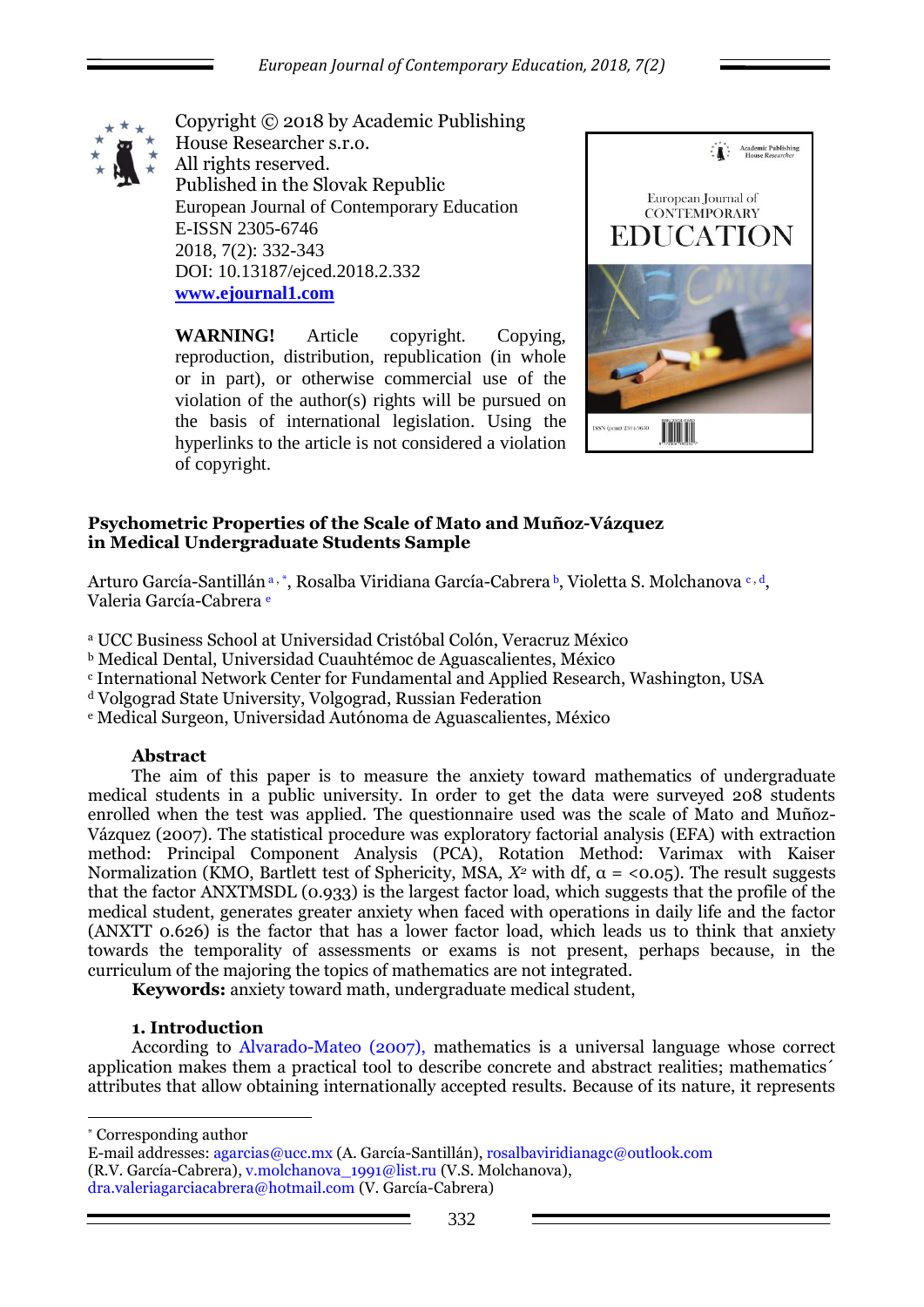Copyright © 2018 by Academic Publishing House Researcher s.r.o.
All rights reserved.
Published in the Slovak Republic
European Journal of Contemporary Education
E-ISSN 2305-6746
2018, 7(2): 332-343
DOI: 10.13187/ejced.2018.2.332
**www.ejournal1.com**

**WARNING!** Article copyright. Copying, reproduction, distribution, republication (in whole or in part), or otherwise commercial use of the violation of the author(s) rights will be pursued on the basis of international legislation. Using the hyperlinks to the article is not considered a violation of copyright.

# Psychometric Properties of the Scale of Mato and Muñoz-Vázquez in Medical Undergraduate Students Sample

Arturo García-Santillán [a, *], Rosalba Viridiana García-Cabrera [b], Violetta S. Molchanova [c, d], Valeria García-Cabrera [e]

[a] UCC Business School at Universidad Cristóbal Colón, Veracruz México
[b] Medical Dental, Universidad Cuauhtémoc de Aguascalientes, México
[c] International Network Center for Fundamental and Applied Research, Washington, USA
[d] Volgograd State University, Volgograd, Russian Federation
[e] Medical Surgeon, Universidad Autónoma de Aguascalientes, México

**Abstract**

The aim of this paper is to measure the anxiety toward mathematics of undergraduate medical students in a public university. In order to get the data were surveyed 208 students enrolled when the test was applied. The questionnaire used was the scale of Mato and Muñoz-Vázquez (2007). The statistical procedure was exploratory factorial analysis (EFA) with extraction method: Principal Component Analysis (PCA), Rotation Method: Varimax with Kaiser Normalization (KMO, Bartlett test of Sphericity, MSA, $X^2$ with df, $\alpha$ = <0.05). The result suggests that the factor ANXTMSDL (0.933) is the largest factor load, which suggests that the profile of the medical student, generates greater anxiety when faced with operations in daily life and the factor (ANXTT 0.626) is the factor that has a lower factor load, which leads us to think that anxiety towards the temporality of assessments or exams is not present, perhaps because, in the curriculum of the majoring the topics of mathematics are not integrated.

**Keywords:** anxiety toward math, undergraduate medical student,

## 1. Introduction

According to Alvarado-Mateo (2007), mathematics is a universal language whose correct application makes them a practical tool to describe concrete and abstract realities; mathematics´ attributes that allow obtaining internationally accepted results. Because of its nature, it represents

---

[*] Corresponding author
E-mail addresses: agarcias@ucc.mx (A. García-Santillán), rosalbaviridianagc@outlook.com (R.V. García-Cabrera), v.molchanova_1991@list.ru (V.S. Molchanova), dra.valeriagarciacabrera@hotmail.com (V. García-Cabrera)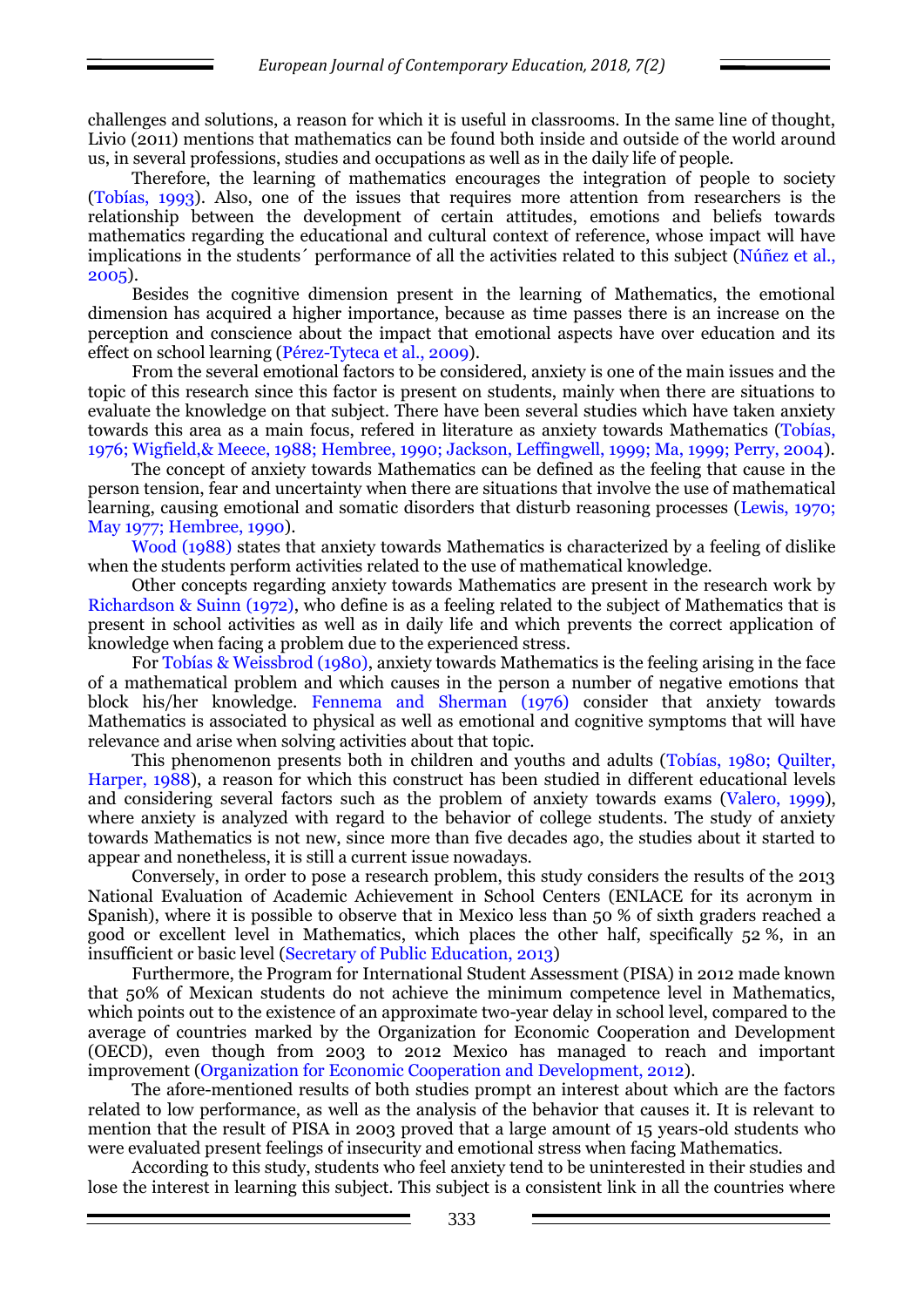challenges and solutions, a reason for which it is useful in classrooms. In the same line of thought, Livio (2011) mentions that mathematics can be found both inside and outside of the world around us, in several professions, studies and occupations as well as in the daily life of people.

Therefore, the learning of mathematics encourages the integration of people to society (Tobías, 1993). Also, one of the issues that requires more attention from researchers is the relationship between the development of certain attitudes, emotions and beliefs towards mathematics regarding the educational and cultural context of reference, whose impact will have implications in the students´ performance of all the activities related to this subject (Núñez et al., 2005).

Besides the cognitive dimension present in the learning of Mathematics, the emotional dimension has acquired a higher importance, because as time passes there is an increase on the perception and conscience about the impact that emotional aspects have over education and its effect on school learning (Pérez-Tyteca et al., 2009).

From the several emotional factors to be considered, anxiety is one of the main issues and the topic of this research since this factor is present on students, mainly when there are situations to evaluate the knowledge on that subject. There have been several studies which have taken anxiety towards this area as a main focus, refered in literature as anxiety towards Mathematics (Tobías, 1976; Wigfield,& Meece, 1988; Hembree, 1990; Jackson, Leffingwell, 1999; Ma, 1999; Perry, 2004).

The concept of anxiety towards Mathematics can be defined as the feeling that cause in the person tension, fear and uncertainty when there are situations that involve the use of mathematical learning, causing emotional and somatic disorders that disturb reasoning processes (Lewis, 1970; May 1977; Hembree, 1990).

Wood (1988) states that anxiety towards Mathematics is characterized by a feeling of dislike when the students perform activities related to the use of mathematical knowledge.

Other concepts regarding anxiety towards Mathematics are present in the research work by Richardson & Suinn (1972), who define is as a feeling related to the subject of Mathematics that is present in school activities as well as in daily life and which prevents the correct application of knowledge when facing a problem due to the experienced stress.

For Tobías & Weissbrod (1980), anxiety towards Mathematics is the feeling arising in the face of a mathematical problem and which causes in the person a number of negative emotions that block his/her knowledge. Fennema and Sherman (1976) consider that anxiety towards Mathematics is associated to physical as well as emotional and cognitive symptoms that will have relevance and arise when solving activities about that topic.

This phenomenon presents both in children and youths and adults (Tobías, 1980; Quilter, Harper, 1988), a reason for which this construct has been studied in different educational levels and considering several factors such as the problem of anxiety towards exams (Valero, 1999), where anxiety is analyzed with regard to the behavior of college students. The study of anxiety towards Mathematics is not new, since more than five decades ago, the studies about it started to appear and nonetheless, it is still a current issue nowadays.

Conversely, in order to pose a research problem, this study considers the results of the 2013 National Evaluation of Academic Achievement in School Centers (ENLACE for its acronym in Spanish), where it is possible to observe that in Mexico less than 50 % of sixth graders reached a good or excellent level in Mathematics, which places the other half, specifically 52 %, in an insufficient or basic level (Secretary of Public Education, 2013)

Furthermore, the Program for International Student Assessment (PISA) in 2012 made known that 50% of Mexican students do not achieve the minimum competence level in Mathematics, which points out to the existence of an approximate two-year delay in school level, compared to the average of countries marked by the Organization for Economic Cooperation and Development (OECD), even though from 2003 to 2012 Mexico has managed to reach and important improvement (Organization for Economic Cooperation and Development, 2012).

The afore-mentioned results of both studies prompt an interest about which are the factors related to low performance, as well as the analysis of the behavior that causes it. It is relevant to mention that the result of PISA in 2003 proved that a large amount of 15 years-old students who were evaluated present feelings of insecurity and emotional stress when facing Mathematics.

According to this study, students who feel anxiety tend to be uninterested in their studies and lose the interest in learning this subject. This subject is a consistent link in all the countries where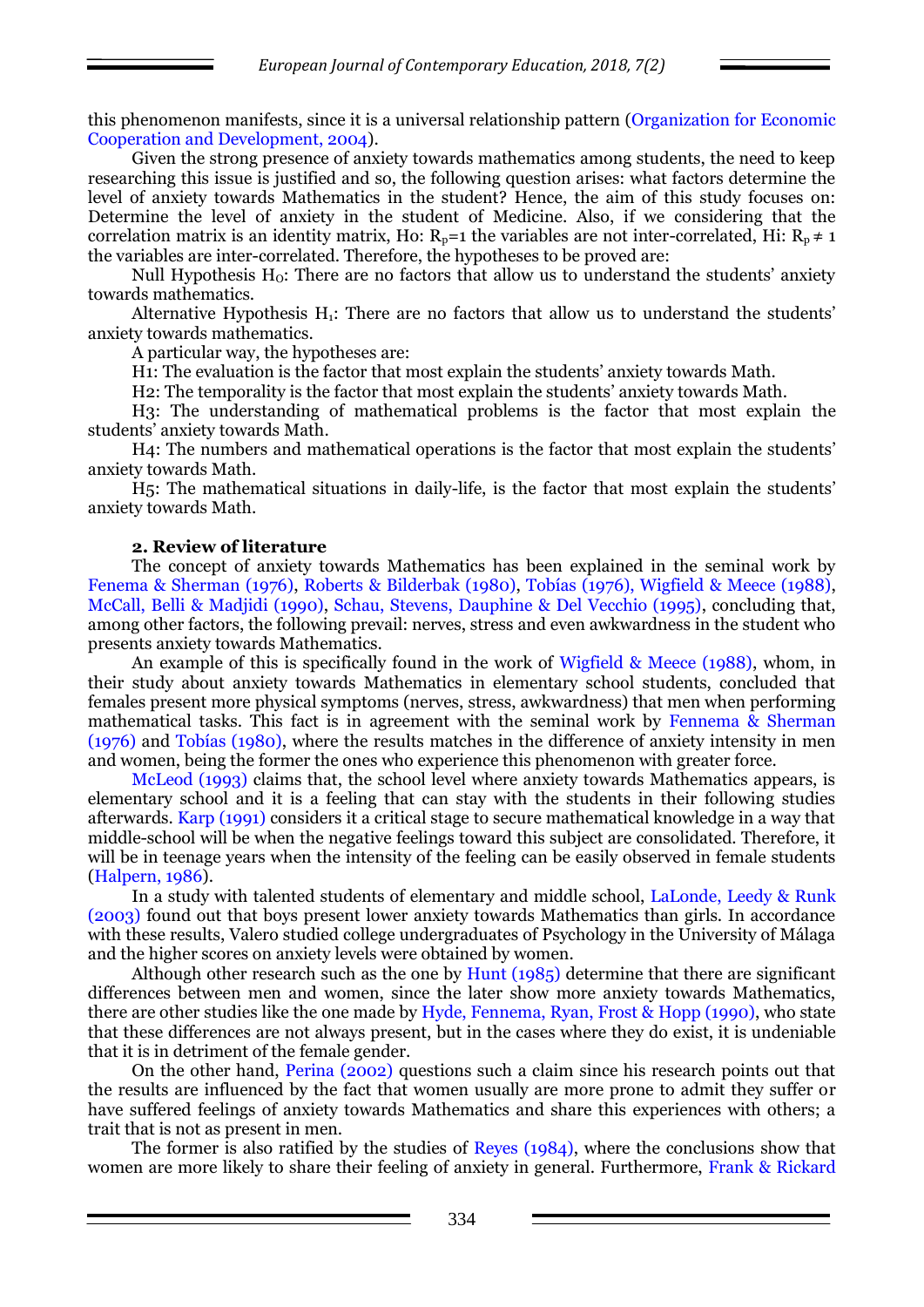this phenomenon manifests, since it is a universal relationship pattern (Organization for Economic Cooperation and Development, 2004).

Given the strong presence of anxiety towards mathematics among students, the need to keep researching this issue is justified and so, the following question arises: what factors determine the level of anxiety towards Mathematics in the student? Hence, the aim of this study focuses on: Determine the level of anxiety in the student of Medicine. Also, if we considering that the correlation matrix is an identity matrix, Ho: $R_p=1$ the variables are not inter-correlated, Hi: $R_p \neq 1$ the variables are inter-correlated. Therefore, the hypotheses to be proved are:

Null Hypothesis $H_O$: There are no factors that allow us to understand the students' anxiety towards mathematics.

Alternative Hypothesis $H_1$: There are no factors that allow us to understand the students' anxiety towards mathematics.

A particular way, the hypotheses are:

H1: The evaluation is the factor that most explain the students' anxiety towards Math.

H2: The temporality is the factor that most explain the students' anxiety towards Math.

H3: The understanding of mathematical problems is the factor that most explain the students' anxiety towards Math.

H4: The numbers and mathematical operations is the factor that most explain the students' anxiety towards Math.

H5: The mathematical situations in daily-life, is the factor that most explain the students' anxiety towards Math.

## 2. Review of literature

The concept of anxiety towards Mathematics has been explained in the seminal work by Fenema & Sherman (1976), Roberts & Bilderbak (1980), Tobías (1976), Wigfield & Meece (1988), McCall, Belli & Madjidi (1990), Schau, Stevens, Dauphine & Del Vecchio (1995), concluding that, among other factors, the following prevail: nerves, stress and even awkwardness in the student who presents anxiety towards Mathematics.

An example of this is specifically found in the work of Wigfield & Meece (1988), whom, in their study about anxiety towards Mathematics in elementary school students, concluded that females present more physical symptoms (nerves, stress, awkwardness) that men when performing mathematical tasks. This fact is in agreement with the seminal work by Fennema & Sherman (1976) and Tobías (1980), where the results matches in the difference of anxiety intensity in men and women, being the former the ones who experience this phenomenon with greater force.

McLeod (1993) claims that, the school level where anxiety towards Mathematics appears, is elementary school and it is a feeling that can stay with the students in their following studies afterwards. Karp (1991) considers it a critical stage to secure mathematical knowledge in a way that middle-school will be when the negative feelings toward this subject are consolidated. Therefore, it will be in teenage years when the intensity of the feeling can be easily observed in female students (Halpern, 1986).

In a study with talented students of elementary and middle school, LaLonde, Leedy & Runk (2003) found out that boys present lower anxiety towards Mathematics than girls. In accordance with these results, Valero studied college undergraduates of Psychology in the University of Málaga and the higher scores on anxiety levels were obtained by women.

Although other research such as the one by Hunt (1985) determine that there are significant differences between men and women, since the later show more anxiety towards Mathematics, there are other studies like the one made by Hyde, Fennema, Ryan, Frost & Hopp (1990), who state that these differences are not always present, but in the cases where they do exist, it is undeniable that it is in detriment of the female gender.

On the other hand, Perina (2002) questions such a claim since his research points out that the results are influenced by the fact that women usually are more prone to admit they suffer or have suffered feelings of anxiety towards Mathematics and share this experiences with others; a trait that is not as present in men.

The former is also ratified by the studies of Reyes (1984), where the conclusions show that women are more likely to share their feeling of anxiety in general. Furthermore, Frank & Rickard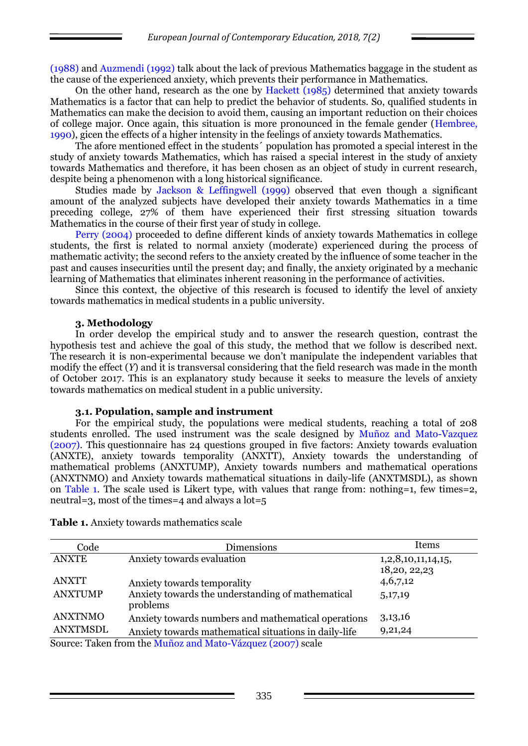(1988) and Auzmendi (1992) talk about the lack of previous Mathematics baggage in the student as the cause of the experienced anxiety, which prevents their performance in Mathematics.

On the other hand, research as the one by Hackett (1985) determined that anxiety towards Mathematics is a factor that can help to predict the behavior of students. So, qualified students in Mathematics can make the decision to avoid them, causing an important reduction on their choices of college major. Once again, this situation is more pronounced in the female gender (Hembree, 1990), gicen the effects of a higher intensity in the feelings of anxiety towards Mathematics.

The afore mentioned effect in the students´ population has promoted a special interest in the study of anxiety towards Mathematics, which has raised a special interest in the study of anxiety towards Mathematics and therefore, it has been chosen as an object of study in current research, despite being a phenomenon with a long historical significance.

Studies made by Jackson & Leffingwell (1999) observed that even though a significant amount of the analyzed subjects have developed their anxiety towards Mathematics in a time preceding college, 27% of them have experienced their first stressing situation towards Mathematics in the course of their first year of study in college.

Perry (2004) proceeded to define different kinds of anxiety towards Mathematics in college students, the first is related to normal anxiety (moderate) experienced during the process of mathematic activity; the second refers to the anxiety created by the influence of some teacher in the past and causes insecurities until the present day; and finally, the anxiety originated by a mechanic learning of Mathematics that eliminates inherent reasoning in the performance of activities.

Since this context, the objective of this research is focused to identify the level of anxiety towards mathematics in medical students in a public university.

### 3. Methodology

In order develop the empirical study and to answer the research question, contrast the hypothesis test and achieve the goal of this study, the method that we follow is described next. The research it is non-experimental because we don't manipulate the independent variables that modify the effect (*Y*) and it is transversal considering that the field research was made in the month of October 2017. This is an explanatory study because it seeks to measure the levels of anxiety towards mathematics on medical student in a public university.

#### 3.1. Population, sample and instrument

For the empirical study, the populations were medical students, reaching a total of 208 students enrolled. The used instrument was the scale designed by Muñoz and Mato-Vazquez (2007). This questionnaire has 24 questions grouped in five factors: Anxiety towards evaluation (ANXTE), anxiety towards temporality (ANXTT), Anxiety towards the understanding of mathematical problems (ANXTUMP), Anxiety towards numbers and mathematical operations (ANXTNMO) and Anxiety towards mathematical situations in daily-life (ANXTMSDL), as shown on Table 1. The scale used is Likert type, with values that range from: nothing=1, few times=2, neutral=3, most of the times=4 and always a lot=5

**Table 1.** Anxiety towards mathematics scale

| Code | Dimensions | Items |
|---|---|---|
| ANXTE | Anxiety towards evaluation | 1,2,8,10,11,14,15, 18,20, 22,23 |
| ANXTT | Anxiety towards temporality | 4,6,7,12 |
| ANXTUMP | Anxiety towards the understanding of mathematical problems | 5,17,19 |
| ANXTNMO | Anxiety towards numbers and mathematical operations | 3,13,16 |
| ANXTMSDL | Anxiety towards mathematical situations in daily-life | 9,21,24 |

Source: Taken from the Muñoz and Mato-Vázquez (2007) scale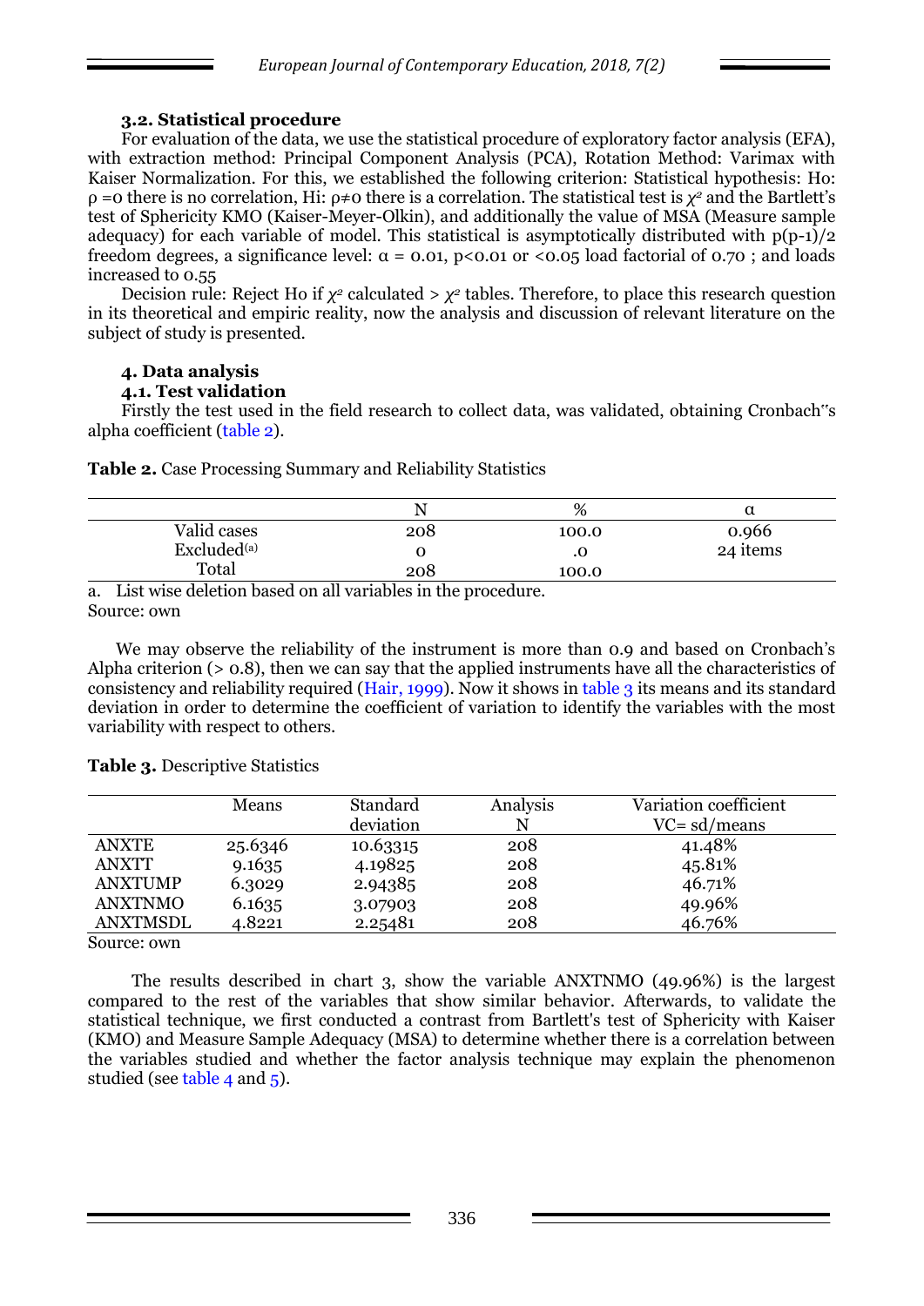### 3.2. Statistical procedure

For evaluation of the data, we use the statistical procedure of exploratory factor analysis (EFA), with extraction method: Principal Component Analysis (PCA), Rotation Method: Varimax with Kaiser Normalization. For this, we established the following criterion: Statistical hypothesis: Ho: $\rho = 0$ there is no correlation, Hi: $\rho \neq 0$ there is a correlation. The statistical test is $\chi^2$ and the Bartlett's test of Sphericity KMO (Kaiser-Meyer-Olkin), and additionally the value of MSA (Measure sample adequacy) for each variable of model. This statistical is asymptotically distributed with $p(p-1)/2$ freedom degrees, a significance level: $\alpha = 0.01$, $p<0.01$ or $<0.05$ load factorial of 0.70 ; and loads increased to 0.55

Decision rule: Reject Ho if $\chi^2$ calculated > $\chi^2$ tables. Therefore, to place this research question in its theoretical and empiric reality, now the analysis and discussion of relevant literature on the subject of study is presented.

## 4. Data analysis

### 4.1. Test validation

Firstly the test used in the field research to collect data, was validated, obtaining Cronbach"s alpha coefficient (table 2).

**Table 2.** Case Processing Summary and Reliability Statistics

| | N | % | α |
|---|---|---|---|
| Valid cases | 208 | 100.0 | 0.966 |
| Excluded[(a)] | 0 | .0 | 24 items |
| Total | 208 | 100.0 | |

a. List wise deletion based on all variables in the procedure.
Source: own

We may observe the reliability of the instrument is more than 0.9 and based on Cronbach's Alpha criterion (> 0.8), then we can say that the applied instruments have all the characteristics of consistency and reliability required (Hair, 1999). Now it shows in table 3 its means and its standard deviation in order to determine the coefficient of variation to identify the variables with the most variability with respect to others.

**Table 3.** Descriptive Statistics

| | Means | Standard deviation | Analysis N | Variation coefficient VC= sd/means |
|---|---|---|---|---|
| ANXTE | 25.6346 | 10.63315 | 208 | 41.48% |
| ANXTT | 9.1635 | 4.19825 | 208 | 45.81% |
| ANXTUMP | 6.3029 | 2.94385 | 208 | 46.71% |
| ANXTNMO | 6.1635 | 3.07903 | 208 | 49.96% |
| ANXTMSDL | 4.8221 | 2.25481 | 208 | 46.76% |

Source: own

The results described in chart 3, show the variable ANXTNMO (49.96%) is the largest compared to the rest of the variables that show similar behavior. Afterwards, to validate the statistical technique, we first conducted a contrast from Bartlett's test of Sphericity with Kaiser (KMO) and Measure Sample Adequacy (MSA) to determine whether there is a correlation between the variables studied and whether the factor analysis technique may explain the phenomenon studied (see table 4 and 5).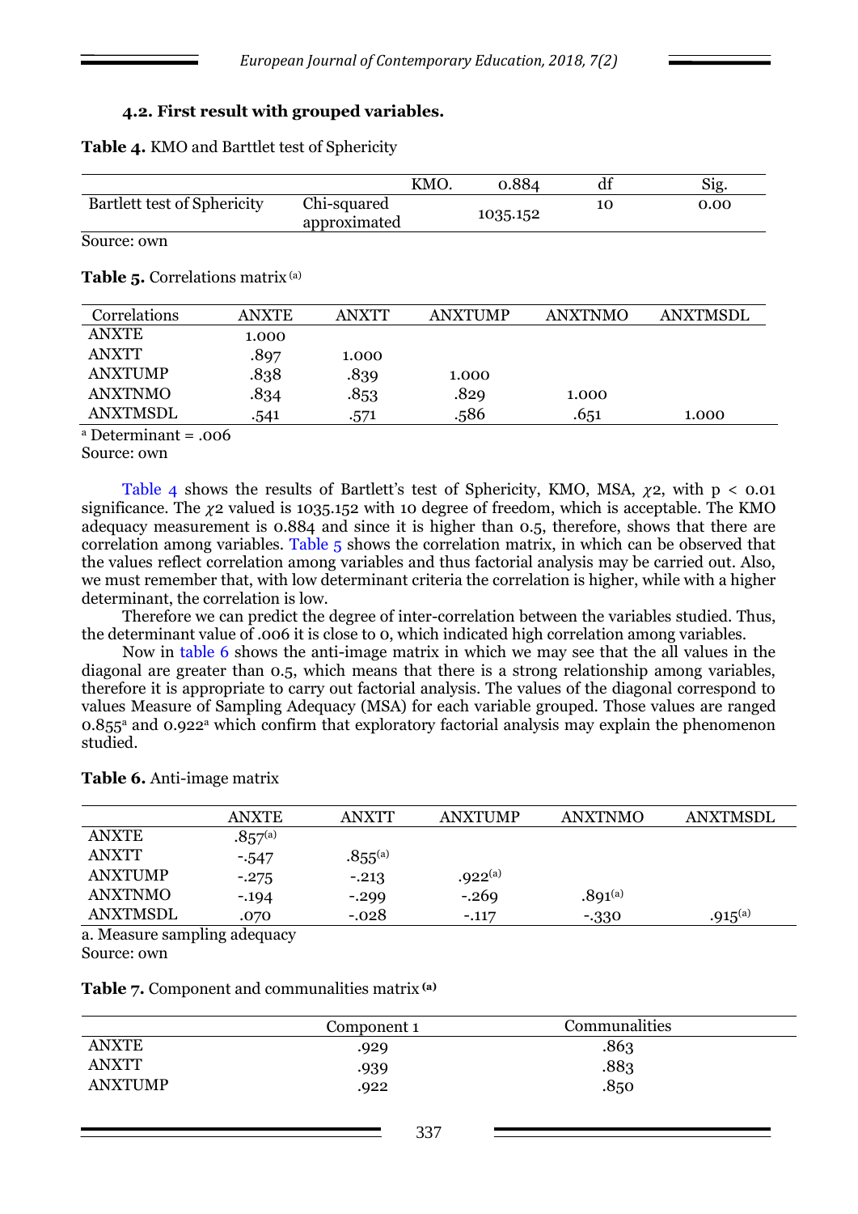### 4.2. First result with grouped variables.

**Table 4.** KMO and Barttlet test of Sphericity

| | | KMO. | 0.884 | df | Sig. |
|---|---|---|---|---|---|
| Bartlett test of Sphericity | Chi-squared approximated | | 1035.152 | 10 | 0.00 |

Source: own

**Table 5.** Correlations matrix [(a)]

| Correlations | ANXTE | ANXTT | ANXTUMP | ANXTNMO | ANXTMSDL |
|---|---|---|---|---|---|
| ANXTE | 1.000 | | | | |
| ANXTT | .897 | 1.000 | | | |
| ANXTUMP | .838 | .839 | 1.000 | | |
| ANXTNMO | .834 | .853 | .829 | 1.000 | |
| ANXTMSDL | .541 | .571 | .586 | .651 | 1.000 |

[a] Determinant = .006

Source: own

Table 4 shows the results of Bartlett's test of Sphericity, KMO, MSA, $\chi 2$, with $p < 0.01$ significance. The $\chi 2$ valued is 1035.152 with 10 degree of freedom, which is acceptable. The KMO adequacy measurement is 0.884 and since it is higher than 0.5, therefore, shows that there are correlation among variables. Table 5 shows the correlation matrix, in which can be observed that the values reflect correlation among variables and thus factorial analysis may be carried out. Also, we must remember that, with low determinant criteria the correlation is higher, while with a higher determinant, the correlation is low.

Therefore we can predict the degree of inter-correlation between the variables studied. Thus, the determinant value of .006 it is close to 0, which indicated high correlation among variables.

Now in table 6 shows the anti-image matrix in which we may see that the all values in the diagonal are greater than 0.5, which means that there is a strong relationship among variables, therefore it is appropriate to carry out factorial analysis. The values of the diagonal correspond to values Measure of Sampling Adequacy (MSA) for each variable grouped. Those values are ranged 0.855[a] and 0.922[a] which confirm that exploratory factorial analysis may explain the phenomenon studied.

**Table 6.** Anti-image matrix

| | ANXTE | ANXTT | ANXTUMP | ANXTNMO | ANXTMSDL |
|---|---|---|---|---|---|
| ANXTE | .857[(a)] | | | | |
| ANXTT | -.547 | .855[(a)] | | | |
| ANXTUMP | -.275 | -.213 | .922[(a)] | | |
| ANXTNMO | -.194 | -.299 | -.269 | .891[(a)] | |
| ANXTMSDL | .070 | -.028 | -.117 | -.330 | .915[(a)] |

a. Measure sampling adequacy

Source: own

**Table 7.** Component and communalities matrix **[(a)]**

| | Component 1 | Communalities |
|---|---|---|
| ANXTE | .929 | .863 |
| ANXTT | .939 | .883 |
| ANXTUMP | .922 | .850 |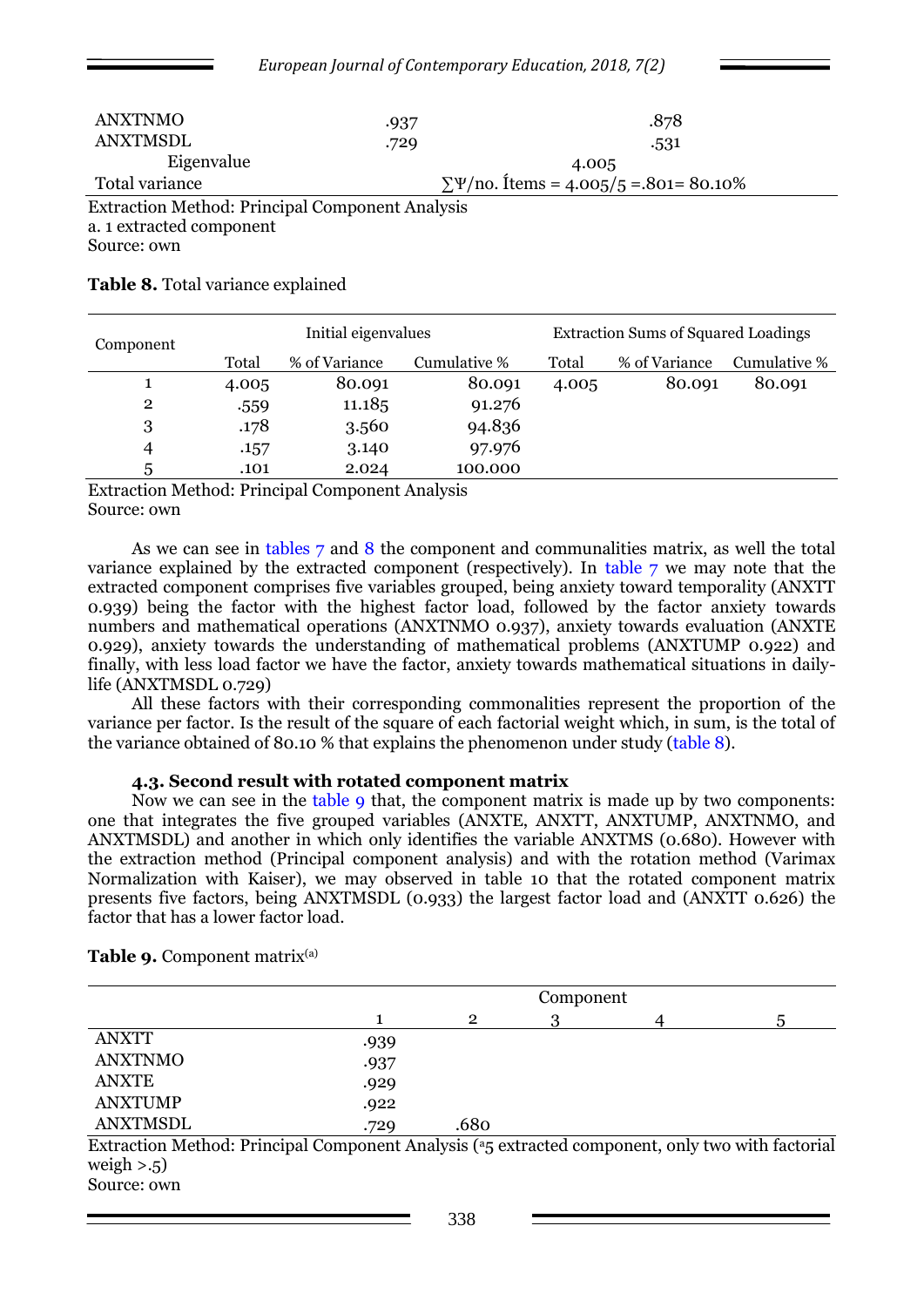| | | |
|---|---|---|
| ANXTNMO | .937 | .878 |
| ANXTMSDL | .729 | .531 |
| Eigenvalue | | 4.005 |
| Total variance | | ∑Ψ/no. Ítems = 4.005/5 =.801= 80.10% |

Extraction Method: Principal Component Analysis
a. 1 extracted component
Source: own

**Table 8.** Total variance explained

| Component | Initial eigenvalues | | | Extraction Sums of Squared Loadings | | |
|---|---|---|---|---|---|---|
| | Total | % of Variance | Cumulative % | Total | % of Variance | Cumulative % |
| 1 | 4.005 | 80.091 | 80.091 | 4.005 | 80.091 | 80.091 |
| 2 | .559 | 11.185 | 91.276 | | | |
| 3 | .178 | 3.560 | 94.836 | | | |
| 4 | .157 | 3.140 | 97.976 | | | |
| 5 | .101 | 2.024 | 100.000 | | | |

Extraction Method: Principal Component Analysis
Source: own

As we can see in tables 7 and 8 the component and communalities matrix, as well the total variance explained by the extracted component (respectively). In table 7 we may note that the extracted component comprises five variables grouped, being anxiety toward temporality (ANXTT 0.939) being the factor with the highest factor load, followed by the factor anxiety towards numbers and mathematical operations (ANXTNMO 0.937), anxiety towards evaluation (ANXTE 0.929), anxiety towards the understanding of mathematical problems (ANXTUMP 0.922) and finally, with less load factor we have the factor, anxiety towards mathematical situations in daily-life (ANXTMSDL 0.729)

All these factors with their corresponding commonalities represent the proportion of the variance per factor. Is the result of the square of each factorial weight which, in sum, is the total of the variance obtained of 80.10 % that explains the phenomenon under study (table 8).

### 4.3. Second result with rotated component matrix

Now we can see in the table 9 that, the component matrix is made up by two components: one that integrates the five grouped variables (ANXTE, ANXTT, ANXTUMP, ANXTNMO, and ANXTMSDL) and another in which only identifies the variable ANXTMS (0.680). However with the extraction method (Principal component analysis) and with the rotation method (Varimax Normalization with Kaiser), we may observed in table 10 that the rotated component matrix presents five factors, being ANXTMSDL (0.933) the largest factor load and (ANXTT 0.626) the factor that has a lower factor load.

**Table 9.** Component matrix[(a)]

| | Component | | | | |
|---|---|---|---|---|---|
| | 1 | 2 | 3 | 4 | 5 |
| ANXTT | .939 | | | | |
| ANXTNMO | .937 | | | | |
| ANXTE | .929 | | | | |
| ANXTUMP | .922 | | | | |
| ANXTMSDL | .729 | .680 | | | |

Extraction Method: Principal Component Analysis ([a]5 extracted component, only two with factorial weigh >.5)
Source: own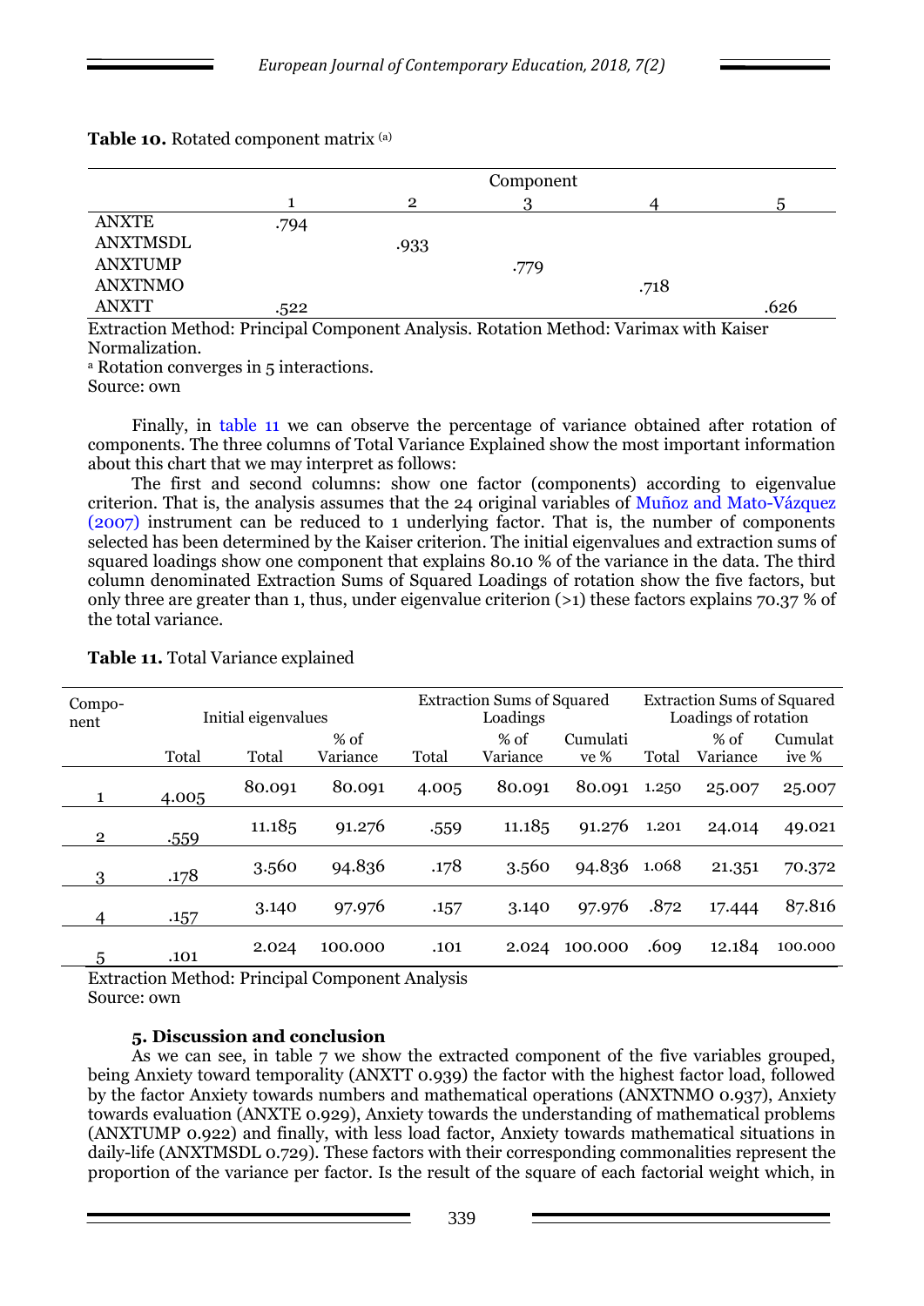**Table 10.** Rotated component matrix [(a)]

| | Component | | | | |
|---|---|---|---|---|---|
| | 1 | 2 | 3 | 4 | 5 |
| ANXTE | .794 | | | | |
| ANXTMSDL | | .933 | | | |
| ANXTUMP | | | .779 | | |
| ANXTNMO | | | | .718 | |
| ANXTT | .522 | | | | .626 |

Extraction Method: Principal Component Analysis. Rotation Method: Varimax with Kaiser Normalization.

[a] Rotation converges in 5 interactions.

Source: own

Finally, in table 11 we can observe the percentage of variance obtained after rotation of components. The three columns of Total Variance Explained show the most important information about this chart that we may interpret as follows:

The first and second columns: show one factor (components) according to eigenvalue criterion. That is, the analysis assumes that the 24 original variables of Muñoz and Mato-Vázquez (2007) instrument can be reduced to 1 underlying factor. That is, the number of components selected has been determined by the Kaiser criterion. The initial eigenvalues and extraction sums of squared loadings show one component that explains 80.10 % of the variance in the data. The third column denominated Extraction Sums of Squared Loadings of rotation show the five factors, but only three are greater than 1, thus, under eigenvalue criterion (>1) these factors explains 70.37 % of the total variance.

**Table 11.** Total Variance explained

| Compo-nent | Initial eigenvalues | | | Extraction Sums of Squared Loadings | | | Extraction Sums of Squared Loadings of rotation | | |
|---|---|---|---|---|---|---|---|---|---|
| | Total | Total | % of Variance | Total | % of Variance | Cumulative % | Total | % of Variance | Cumulative % |
| 1 | 4.005 | 80.091 | 80.091 | 4.005 | 80.091 | 80.091 | 1.250 | 25.007 | 25.007 |
| 2 | .559 | 11.185 | 91.276 | .559 | 11.185 | 91.276 | 1.201 | 24.014 | 49.021 |
| 3 | .178 | 3.560 | 94.836 | .178 | 3.560 | 94.836 | 1.068 | 21.351 | 70.372 |
| 4 | .157 | 3.140 | 97.976 | .157 | 3.140 | 97.976 | .872 | 17.444 | 87.816 |
| 5 | .101 | 2.024 | 100.000 | .101 | 2.024 | 100.000 | .609 | 12.184 | 100.000 |

Extraction Method: Principal Component Analysis

Source: own

### 5. Discussion and conclusion

As we can see, in table 7 we show the extracted component of the five variables grouped, being Anxiety toward temporality (ANXTT 0.939) the factor with the highest factor load, followed by the factor Anxiety towards numbers and mathematical operations (ANXTNMO 0.937), Anxiety towards evaluation (ANXTE 0.929), Anxiety towards the understanding of mathematical problems (ANXTUMP 0.922) and finally, with less load factor, Anxiety towards mathematical situations in daily-life (ANXTMSDL 0.729). These factors with their corresponding commonalities represent the proportion of the variance per factor. Is the result of the square of each factorial weight which, in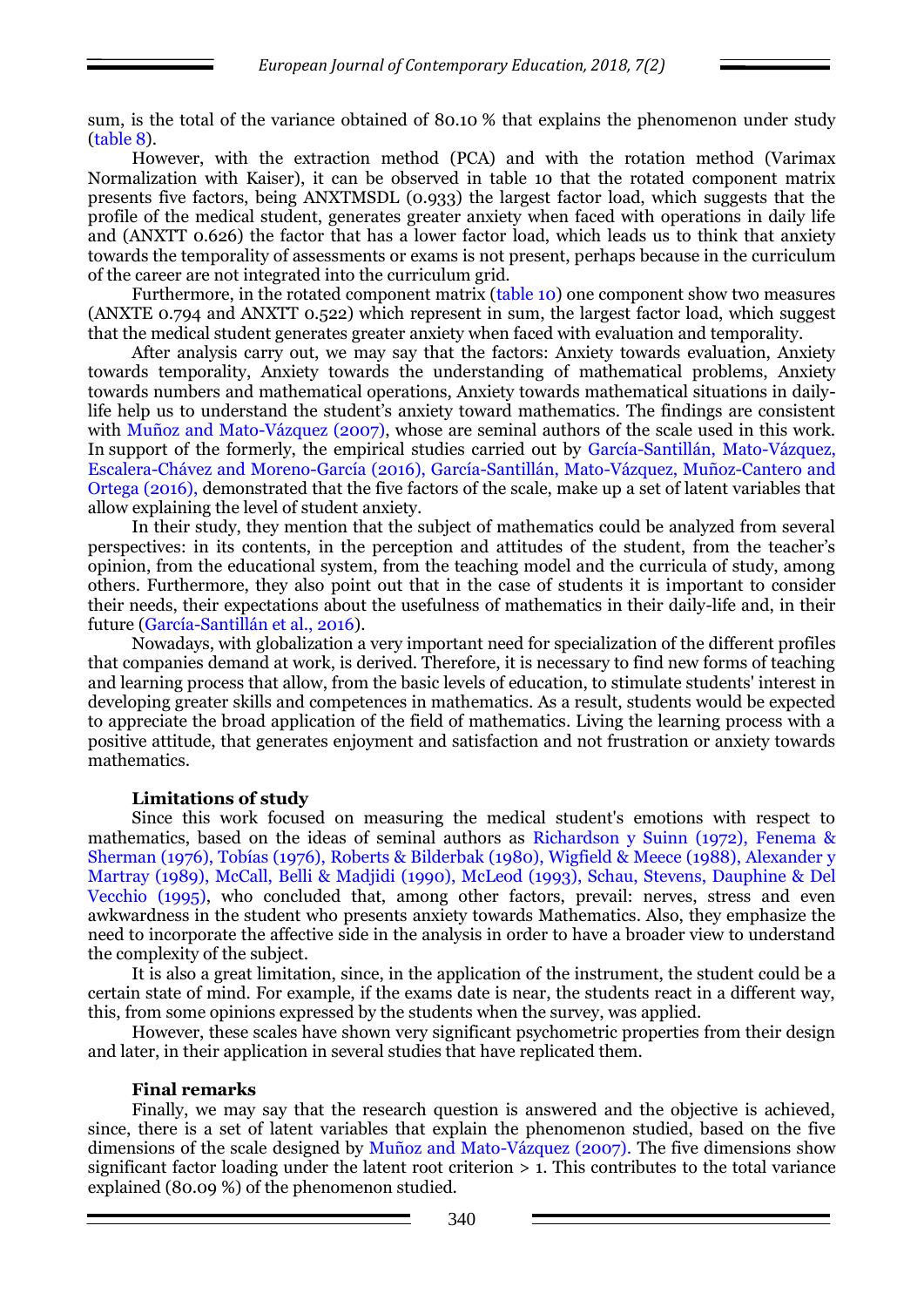sum, is the total of the variance obtained of 80.10 % that explains the phenomenon under study (table 8).

However, with the extraction method (PCA) and with the rotation method (Varimax Normalization with Kaiser), it can be observed in table 10 that the rotated component matrix presents five factors, being ANXTMSDL (0.933) the largest factor load, which suggests that the profile of the medical student, generates greater anxiety when faced with operations in daily life and (ANXTT 0.626) the factor that has a lower factor load, which leads us to think that anxiety towards the temporality of assessments or exams is not present, perhaps because in the curriculum of the career are not integrated into the curriculum grid.

Furthermore, in the rotated component matrix (table 10) one component show two measures (ANXTE 0.794 and ANXTT 0.522) which represent in sum, the largest factor load, which suggest that the medical student generates greater anxiety when faced with evaluation and temporality.

After analysis carry out, we may say that the factors: Anxiety towards evaluation, Anxiety towards temporality, Anxiety towards the understanding of mathematical problems, Anxiety towards numbers and mathematical operations, Anxiety towards mathematical situations in daily-life help us to understand the student's anxiety toward mathematics. The findings are consistent with Muñoz and Mato-Vázquez (2007), whose are seminal authors of the scale used in this work. In support of the formerly, the empirical studies carried out by García-Santillán, Mato-Vázquez, Escalera-Chávez and Moreno-García (2016), García-Santillán, Mato-Vázquez, Muñoz-Cantero and Ortega (2016), demonstrated that the five factors of the scale, make up a set of latent variables that allow explaining the level of student anxiety.

In their study, they mention that the subject of mathematics could be analyzed from several perspectives: in its contents, in the perception and attitudes of the student, from the teacher's opinion, from the educational system, from the teaching model and the curricula of study, among others. Furthermore, they also point out that in the case of students it is important to consider their needs, their expectations about the usefulness of mathematics in their daily-life and, in their future (García-Santillán et al., 2016).

Nowadays, with globalization a very important need for specialization of the different profiles that companies demand at work, is derived. Therefore, it is necessary to find new forms of teaching and learning process that allow, from the basic levels of education, to stimulate students' interest in developing greater skills and competences in mathematics. As a result, students would be expected to appreciate the broad application of the field of mathematics. Living the learning process with a positive attitude, that generates enjoyment and satisfaction and not frustration or anxiety towards mathematics.

**Limitations of study**

Since this work focused on measuring the medical student's emotions with respect to mathematics, based on the ideas of seminal authors as Richardson y Suinn (1972), Fenema & Sherman (1976), Tobías (1976), Roberts & Bilderbak (1980), Wigfield & Meece (1988), Alexander y Martray (1989), McCall, Belli & Madjidi (1990), McLeod (1993), Schau, Stevens, Dauphine & Del Vecchio (1995), who concluded that, among other factors, prevail: nerves, stress and even awkwardness in the student who presents anxiety towards Mathematics. Also, they emphasize the need to incorporate the affective side in the analysis in order to have a broader view to understand the complexity of the subject.

It is also a great limitation, since, in the application of the instrument, the student could be a certain state of mind. For example, if the exams date is near, the students react in a different way, this, from some opinions expressed by the students when the survey, was applied.

However, these scales have shown very significant psychometric properties from their design and later, in their application in several studies that have replicated them.

**Final remarks**

Finally, we may say that the research question is answered and the objective is achieved, since, there is a set of latent variables that explain the phenomenon studied, based on the five dimensions of the scale designed by Muñoz and Mato-Vázquez (2007). The five dimensions show significant factor loading under the latent root criterion > 1. This contributes to the total variance explained (80.09 %) of the phenomenon studied.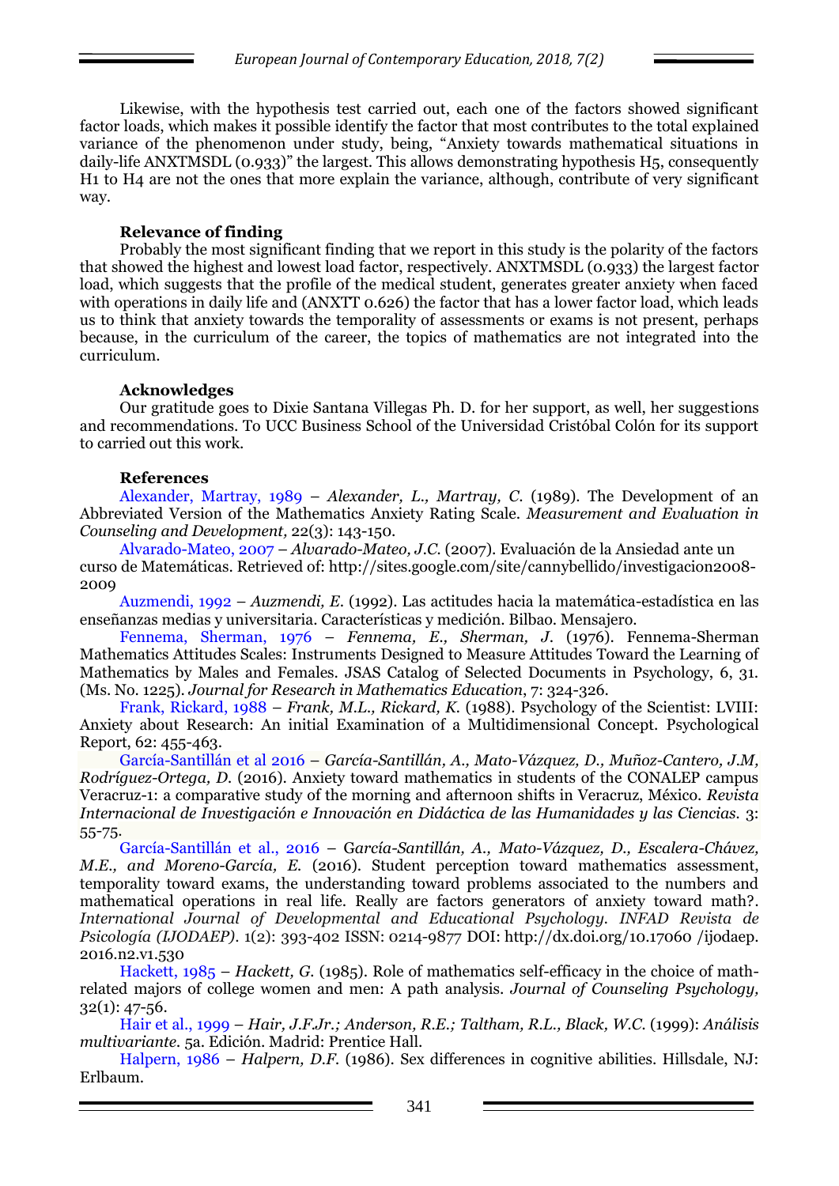Likewise, with the hypothesis test carried out, each one of the factors showed significant factor loads, which makes it possible identify the factor that most contributes to the total explained variance of the phenomenon under study, being, "Anxiety towards mathematical situations in daily-life ANXTMSDL (0.933)" the largest. This allows demonstrating hypothesis H5, consequently H1 to H4 are not the ones that more explain the variance, although, contribute of very significant way.

### Relevance of finding

Probably the most significant finding that we report in this study is the polarity of the factors that showed the highest and lowest load factor, respectively. ANXTMSDL (0.933) the largest factor load, which suggests that the profile of the medical student, generates greater anxiety when faced with operations in daily life and (ANXTT 0.626) the factor that has a lower factor load, which leads us to think that anxiety towards the temporality of assessments or exams is not present, perhaps because, in the curriculum of the career, the topics of mathematics are not integrated into the curriculum.

### Acknowledges

Our gratitude goes to Dixie Santana Villegas Ph. D. for her support, as well, her suggestions and recommendations. To UCC Business School of the Universidad Cristóbal Colón for its support to carried out this work.

### References

Alexander, Martray, 1989 – *Alexander, L., Martray, C.* (1989). The Development of an Abbreviated Version of the Mathematics Anxiety Rating Scale. *Measurement and Evaluation in Counseling and Development,* 22(3): 143-150.

Alvarado-Mateo, 2007 – *Alvarado-Mateo, J.C.* (2007). Evaluación de la Ansiedad ante un curso de Matemáticas. Retrieved of: http://sites.google.com/site/cannybellido/investigacion2008-2009

Auzmendi, 1992 – *Auzmendi, E.* (1992). Las actitudes hacia la matemática-estadística en las enseñanzas medias y universitaria. Características y medición. Bilbao. Mensajero.

Fennema, Sherman, 1976 – *Fennema, E., Sherman, J.* (1976). Fennema-Sherman Mathematics Attitudes Scales: Instruments Designed to Measure Attitudes Toward the Learning of Mathematics by Males and Females. JSAS Catalog of Selected Documents in Psychology, 6, 31. (Ms. No. 1225). *Journal for Research in Mathematics Education*, 7: 324-326.

Frank, Rickard, 1988 – *Frank, M.L., Rickard, K.* (1988). Psychology of the Scientist: LVIII: Anxiety about Research: An initial Examination of a Multidimensional Concept. Psychological Report, 62: 455-463.

García-Santillán et al 2016 – *García-Santillán, A., Mato-Vázquez, D., Muñoz-Cantero, J.M, Rodríguez-Ortega, D.* (2016). Anxiety toward mathematics in students of the CONALEP campus Veracruz-1: a comparative study of the morning and afternoon shifts in Veracruz, México. *Revista Internacional de Investigación e Innovación en Didáctica de las Humanidades y las Ciencias.* 3: 55-75.

García-Santillán et al., 2016 – *García-Santillán, A., Mato-Vázquez, D., Escalera-Chávez, M.E., and Moreno-García, E.* (2016). Student perception toward mathematics assessment, temporality toward exams, the understanding toward problems associated to the numbers and mathematical operations in real life. Really are factors generators of anxiety toward math?. *International Journal of Developmental and Educational Psychology. INFAD Revista de Psicología (IJODAEP).* 1(2): 393-402 ISSN: 0214-9877 DOI: http://dx.doi.org/10.17060 /ijodaep.2016.n2.v1.530

Hackett, 1985 – *Hackett, G.* (1985). Role of mathematics self-efficacy in the choice of math-related majors of college women and men: A path analysis. *Journal of Counseling Psychology,* 32(1): 47-56.

Hair et al., 1999 – *Hair, J.F.Jr.; Anderson, R.E.; Taltham, R.L., Black, W.C.* (1999): *Análisis multivariante.* 5a. Edición. Madrid: Prentice Hall.

Halpern, 1986 – *Halpern, D.F.* (1986). Sex differences in cognitive abilities. Hillsdale, NJ: Erlbaum.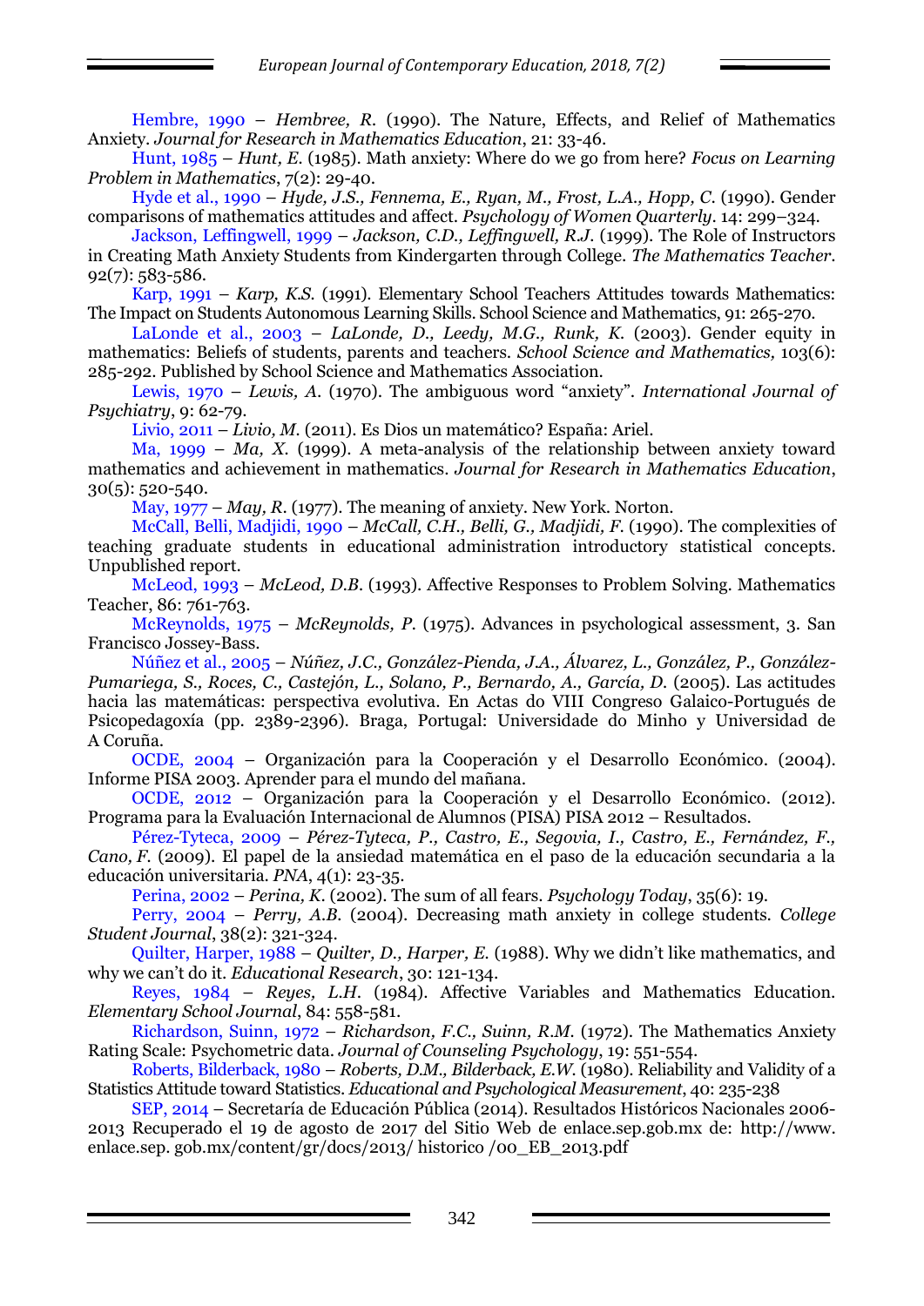Hembre, 1990 – *Hembree, R.* (1990). The Nature, Effects, and Relief of Mathematics Anxiety. *Journal for Research in Mathematics Education*, 21: 33-46.

Hunt, 1985 – *Hunt, E.* (1985). Math anxiety: Where do we go from here? *Focus on Learning Problem in Mathematics*, 7(2): 29-40.

Hyde et al., 1990 – *Hyde, J.S., Fennema, E., Ryan, M., Frost, L.A., Hopp, C.* (1990). Gender comparisons of mathematics attitudes and affect. *Psychology of Women Quarterly*. 14: 299–324.

Jackson, Leffingwell, 1999 – *Jackson, C.D., Leffingwell, R.J.* (1999). The Role of Instructors in Creating Math Anxiety Students from Kindergarten through College. *The Mathematics Teacher*. 92(7): 583-586.

Karp, 1991 – *Karp, K.S.* (1991). Elementary School Teachers Attitudes towards Mathematics: The Impact on Students Autonomous Learning Skills. School Science and Mathematics, 91: 265-270.

LaLonde et al., 2003 – *LaLonde, D., Leedy, M.G., Runk, K.* (2003). Gender equity in mathematics: Beliefs of students, parents and teachers. *School Science and Mathematics,* 103(6): 285-292. Published by School Science and Mathematics Association.

Lewis, 1970 – *Lewis, A.* (1970). The ambiguous word "anxiety". *International Journal of Psychiatry*, 9: 62-79.

Livio, 2011 – *Livio, M.* (2011). Es Dios un matemático? España: Ariel.

Ma, 1999 – *Ma, X.* (1999). A meta-analysis of the relationship between anxiety toward mathematics and achievement in mathematics. *Journal for Research in Mathematics Education*, 30(5): 520-540.

May, 1977 – *May, R.* (1977). The meaning of anxiety. New York. Norton.

McCall, Belli, Madjidi, 1990 – *McCall, C.H., Belli, G., Madjidi, F.* (1990). The complexities of teaching graduate students in educational administration introductory statistical concepts. Unpublished report.

McLeod, 1993 – *McLeod, D.B.* (1993). Affective Responses to Problem Solving. Mathematics Teacher, 86: 761-763.

McReynolds, 1975 – *McReynolds, P.* (1975). Advances in psychological assessment, 3. San Francisco Jossey-Bass.

Núñez et al., 2005 – *Núñez, J.C., González-Pienda, J.A., Álvarez, L., González, P., González-Pumariega, S., Roces, C., Castejón, L., Solano, P., Bernardo, A., García, D.* (2005). Las actitudes hacia las matemáticas: perspectiva evolutiva. En Actas do VIII Congreso Galaico-Portugués de Psicopedagoxía (pp. 2389-2396). Braga, Portugal: Universidade do Minho y Universidad de A Coruña.

OCDE, 2004 – Organización para la Cooperación y el Desarrollo Económico. (2004). Informe PISA 2003. Aprender para el mundo del mañana.

OCDE, 2012 – Organización para la Cooperación y el Desarrollo Económico. (2012). Programa para la Evaluación Internacional de Alumnos (PISA) PISA 2012 – Resultados.

Pérez-Tyteca, 2009 – *Pérez-Tyteca, P., Castro, E., Segovia, I., Castro, E., Fernández, F., Cano, F.* (2009). El papel de la ansiedad matemática en el paso de la educación secundaria a la educación universitaria. *PNA*, 4(1): 23-35.

Perina, 2002 – *Perina, K.* (2002). The sum of all fears. *Psychology Today*, 35(6): 19.

Perry, 2004 – *Perry, A.B.* (2004). Decreasing math anxiety in college students. *College Student Journal*, 38(2): 321-324.

Quilter, Harper, 1988 – *Quilter, D., Harper, E.* (1988). Why we didn't like mathematics, and why we can't do it. *Educational Research*, 30: 121-134.

Reyes, 1984 – *Reyes, L.H.* (1984). Affective Variables and Mathematics Education. *Elementary School Journal*, 84: 558-581.

Richardson, Suinn, 1972 – *Richardson, F.C., Suinn, R.M.* (1972). The Mathematics Anxiety Rating Scale: Psychometric data. *Journal of Counseling Psychology*, 19: 551-554.

Roberts, Bilderback, 1980 – *Roberts, D.M., Bilderback, E.W.* (1980). Reliability and Validity of a Statistics Attitude toward Statistics. *Educational and Psychological Measurement*, 40: 235-238

SEP, 2014 – Secretaría de Educación Pública (2014). Resultados Históricos Nacionales 2006-2013 Recuperado el 19 de agosto de 2017 del Sitio Web de enlace.sep.gob.mx de: http://www. enlace.sep. gob.mx/content/gr/docs/2013/ historico /00_EB_2013.pdf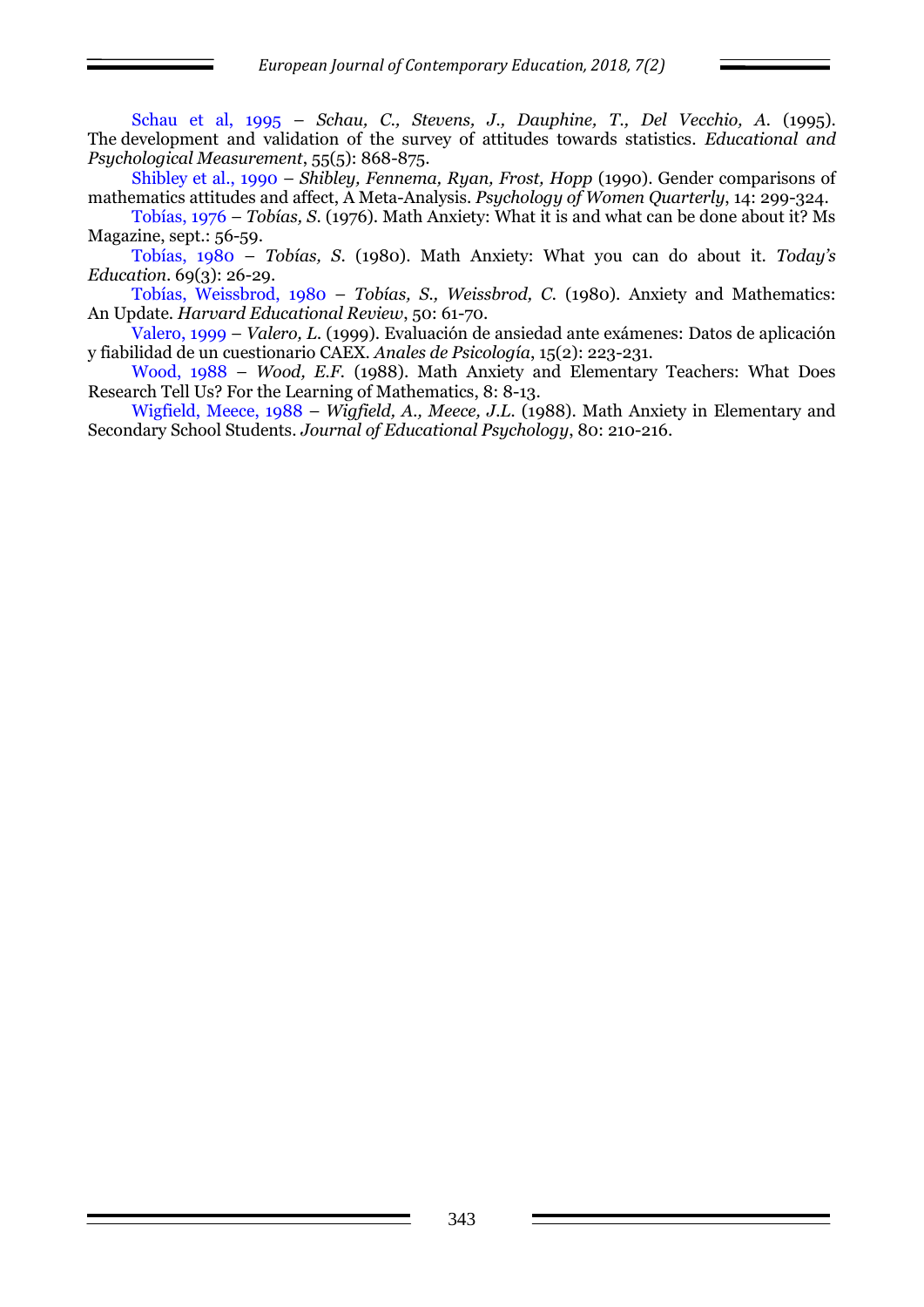Schau et al, 1995 – *Schau, C., Stevens, J., Dauphine, T., Del Vecchio, A.* (1995). The development and validation of the survey of attitudes towards statistics. *Educational and Psychological Measurement*, 55(5): 868-875.

Shibley et al., 1990 – *Shibley, Fennema, Ryan, Frost, Hopp* (1990). Gender comparisons of mathematics attitudes and affect, A Meta-Analysis. *Psychology of Women Quarterly*, 14: 299-324.

Tobías, 1976 – *Tobías, S.* (1976). Math Anxiety: What it is and what can be done about it? Ms Magazine, sept.: 56-59.

Tobías, 1980 – *Tobías, S.* (1980). Math Anxiety: What you can do about it. *Today's Education*. 69(3): 26-29.

Tobías, Weissbrod, 1980 – *Tobías, S., Weissbrod, C.* (1980). Anxiety and Mathematics: An Update. *Harvard Educational Review*, 50: 61-70.

Valero, 1999 – *Valero, L.* (1999). Evaluación de ansiedad ante exámenes: Datos de aplicación y fiabilidad de un cuestionario CAEX. *Anales de Psicología*, 15(2): 223-231.

Wood, 1988 – *Wood, E.F.* (1988). Math Anxiety and Elementary Teachers: What Does Research Tell Us? For the Learning of Mathematics, 8: 8-13.

Wigfield, Meece, 1988 – *Wigfield, A., Meece, J.L.* (1988). Math Anxiety in Elementary and Secondary School Students. *Journal of Educational Psychology*, 80: 210-216.